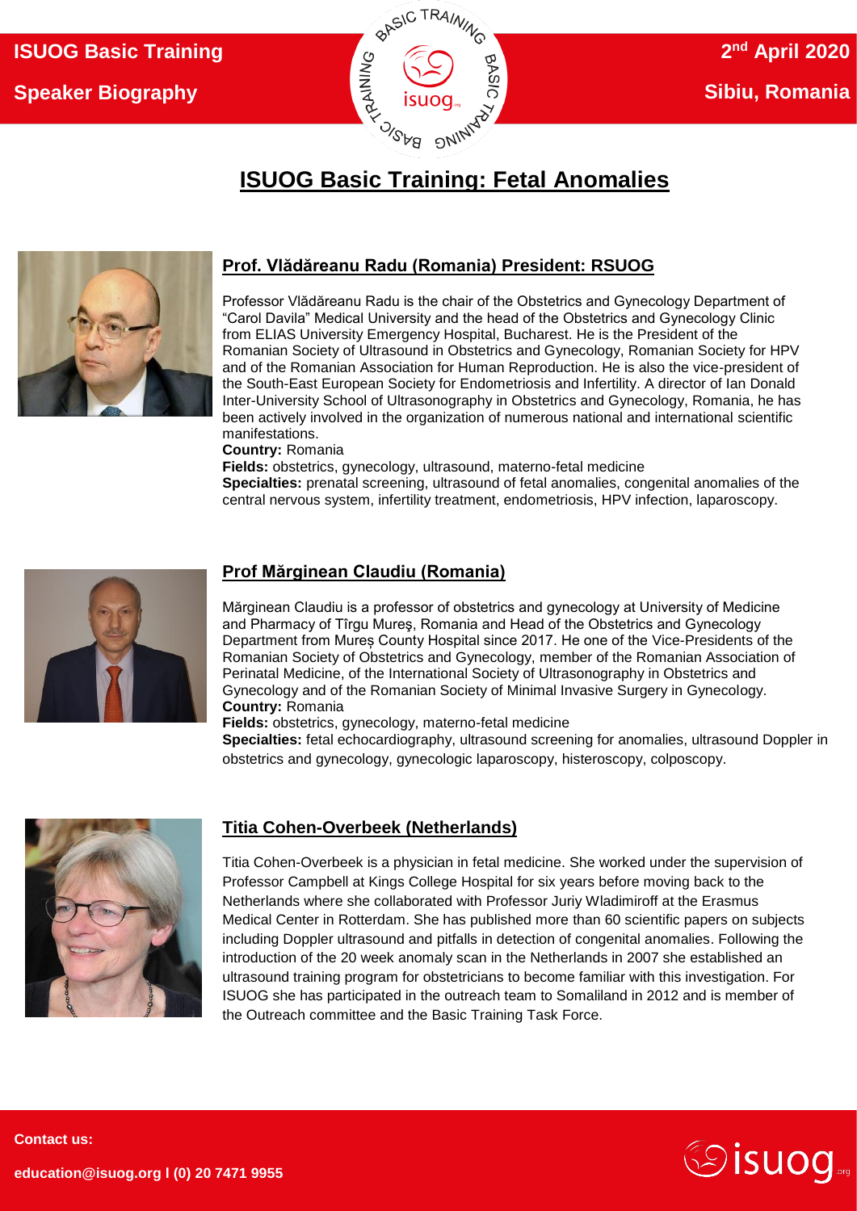# ISUOG Basic Training: Fetal Anomalies

## Prof. Vlădăreanu Radu (Romania) President: RSUOG

Professor Vlădăreanu Radu is the chair of the Obstetrics and Gynecology Department of "Carol Davila" Medical University and the head of the Obstetrics and Gynecology Clinic from ELIAS University Emergency Hospital, Bucharest. He is the President of the Romanian Society of Ultrasound in Obstetrics and Gynecology, Romanian Society for HPV and of the Romanian Association for Human Reproduction. He is also the vice-president of the South-East European Society for Endometriosis and Infertility. A director of Ian Donald Inter-University School of Ultrasonography in Obstetrics and Gynecology, Romania, he has been actively involved in the organization of numerous national and international scientific manifestations.

**Country:** Romania

**Fields:** obstetrics, gynecology, ultrasound, materno-fetal medicine

**Specialties:** prenatal screening, ultrasound of fetal anomalies, congenital anomalies of the central nervous system, infertility treatment, endometriosis, HPV infection, laparoscopy.

## Prof Mărginean Claudiu (Romania)

Mărginean Claudiu is a professor of obstetrics and gynecology at University of Medicine and Pharmacy of Tîrgu Mureş, Romania and Head of the Obstetrics and Gynecology Department from Mureș County Hospital since 2017. He one of the Vice-Presidents of the Romanian Society of Obstetrics and Gynecology, member of the Romanian Association of Perinatal Medicine, of the International Society of Ultrasonography in Obstetrics and Gynecology and of the Romanian Society of Minimal Invasive Surgery in Gynecology.

**Country:** Romania

**Fields:** obstetrics, gynecology, materno-fetal medicine

**Specialties:** fetal echocardiography, ultrasound screening for anomalies, ultrasound Doppler in obstetrics and gynecology, gynecologic laparoscopy, histeroscopy, colposcopy.

## Titia Cohen-Overbeek (Netherlands)

Titia Cohen-Overbeek is a physician in fetal medicine. She worked under the supervision of Professor Campbell at Kings College Hospital for six years before moving back to the Netherlands where she collaborated with Professor Juriy Wladimiroff at the Erasmus Medical Center in Rotterdam. She has published more than 60 scientific papers on subjects including Doppler ultrasound and pitfalls in detection of congenital anomalies. Following the introduction of the 20 week anomaly scan in the Netherlands in 2007 she established an ultrasound training program for obstetricians to become familiar with this investigation. For ISUOG she has participated in the outreach team to Somaliland in 2012 and is member of the Outreach committee and the Basic Training Task Force.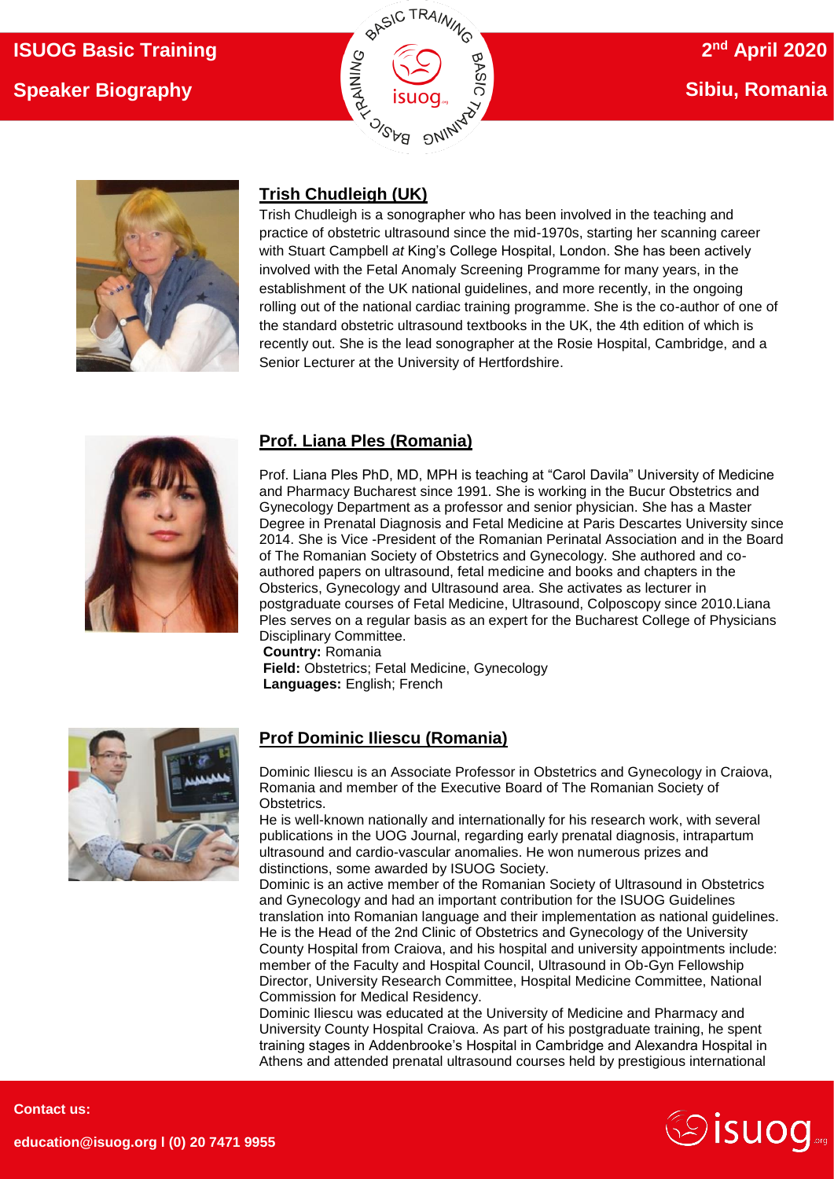## Trish Chudleigh (UK)

Trish Chudleigh is a sonographer who has been involved in the teaching and practice of obstetric ultrasound since the mid-1970s, starting her scanning career with Stuart Campbell *at* King's College Hospital, London. She has been actively involved with the Fetal Anomaly Screening Programme for many years, in the establishment of the UK national guidelines, and more recently, in the ongoing rolling out of the national cardiac training programme. She is the co-author of one of the standard obstetric ultrasound textbooks in the UK, the 4th edition of which is recently out. She is the lead sonographer at the Rosie Hospital, Cambridge, and a Senior Lecturer at the University of Hertfordshire.

## Prof. Liana Ples (Romania)

Prof. Liana Ples PhD, MD, MPH is teaching at "Carol Davila" University of Medicine and Pharmacy Bucharest since 1991. She is working in the Bucur Obstetrics and Gynecology Department as a professor and senior physician. She has a Master Degree in Prenatal Diagnosis and Fetal Medicine at Paris Descartes University since 2014. She is Vice -President of the Romanian Perinatal Association and in the Board of The Romanian Society of Obstetrics and Gynecology. She authored and co-authored papers on ultrasound, fetal medicine and books and chapters in the Obsterics, Gynecology and Ultrasound area. She activates as lecturer in postgraduate courses of Fetal Medicine, Ultrasound, Colposcopy since 2010.Liana Ples serves on a regular basis as an expert for the Bucharest College of Physicians Disciplinary Committee.

**Country:** Romania
**Field:** Obstetrics; Fetal Medicine, Gynecology
**Languages:** English; French

## Prof Dominic Iliescu (Romania)

Dominic Iliescu is an Associate Professor in Obstetrics and Gynecology in Craiova, Romania and member of the Executive Board of The Romanian Society of Obstetrics.

He is well-known nationally and internationally for his research work, with several publications in the UOG Journal, regarding early prenatal diagnosis, intrapartum ultrasound and cardio-vascular anomalies. He won numerous prizes and distinctions, some awarded by ISUOG Society.

Dominic is an active member of the Romanian Society of Ultrasound in Obstetrics and Gynecology and had an important contribution for the ISUOG Guidelines translation into Romanian language and their implementation as national guidelines. He is the Head of the 2nd Clinic of Obstetrics and Gynecology of the University County Hospital from Craiova, and his hospital and university appointments include: member of the Faculty and Hospital Council, Ultrasound in Ob-Gyn Fellowship Director, University Research Committee, Hospital Medicine Committee, National Commission for Medical Residency.

Dominic Iliescu was educated at the University of Medicine and Pharmacy and University County Hospital Craiova. As part of his postgraduate training, he spent training stages in Addenbrooke's Hospital in Cambridge and Alexandra Hospital in Athens and attended prenatal ultrasound courses held by prestigious international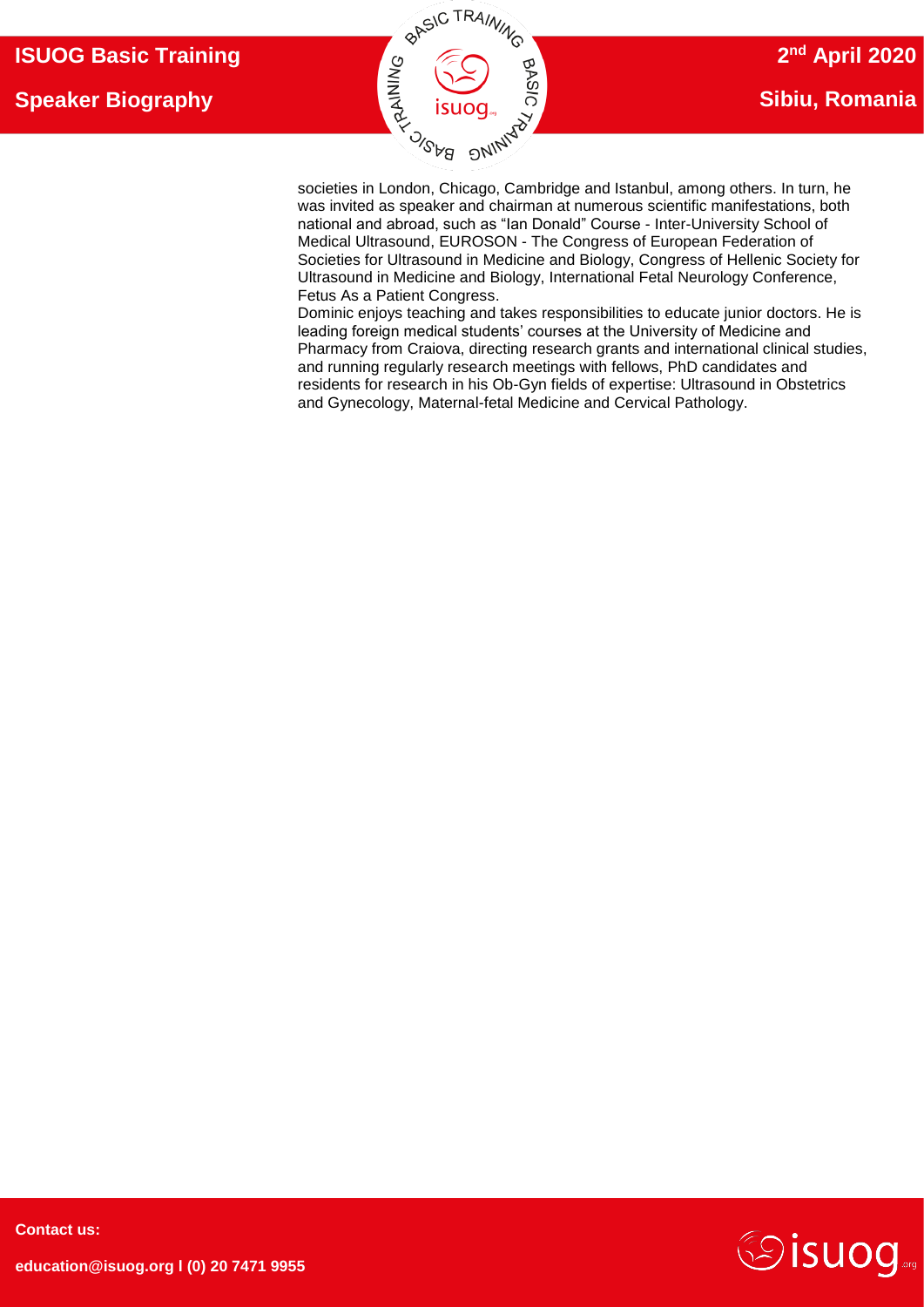societies in London, Chicago, Cambridge and Istanbul, among others. In turn, he was invited as speaker and chairman at numerous scientific manifestations, both national and abroad, such as "Ian Donald" Course - Inter-University School of Medical Ultrasound, EUROSON - The Congress of European Federation of Societies for Ultrasound in Medicine and Biology, Congress of Hellenic Society for Ultrasound in Medicine and Biology, International Fetal Neurology Conference, Fetus As a Patient Congress.

Dominic enjoys teaching and takes responsibilities to educate junior doctors. He is leading foreign medical students' courses at the University of Medicine and Pharmacy from Craiova, directing research grants and international clinical studies, and running regularly research meetings with fellows, PhD candidates and residents for research in his Ob-Gyn fields of expertise: Ultrasound in Obstetrics and Gynecology, Maternal-fetal Medicine and Cervical Pathology.